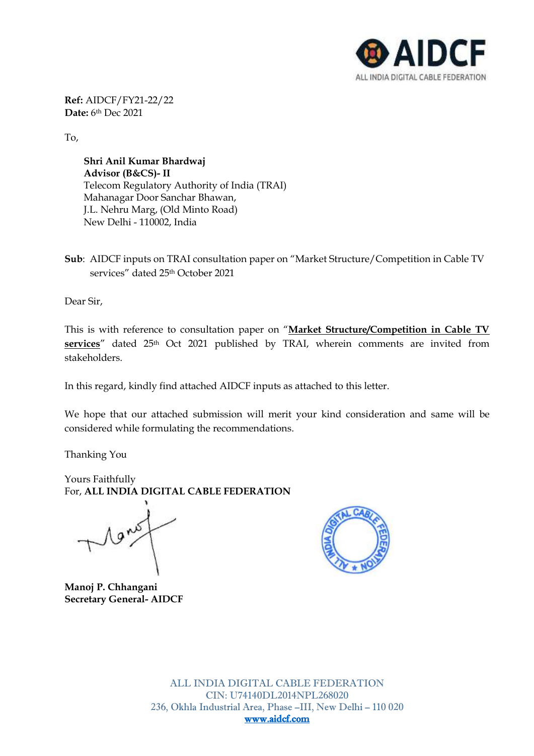**Ref:** AIDCF/FY21-22/22
**Date:** 6th Dec 2021

To,

> **Shri Anil Kumar Bhardwaj**
> **Advisor (B&CS)- II**
> Telecom Regulatory Authority of India (TRAI)
> Mahanagar Door Sanchar Bhawan,
> J.L. Nehru Marg, (Old Minto Road)
> New Delhi - 110002, India

**Sub**: AIDCF inputs on TRAI consultation paper on "Market Structure/Competition in Cable TV services" dated 25th October 2021

Dear Sir,

This is with reference to consultation paper on "**Market Structure/Competition in Cable TV services**" dated 25th Oct 2021 published by TRAI, wherein comments are invited from stakeholders.

In this regard, kindly find attached AIDCF inputs as attached to this letter.

We hope that our attached submission will merit your kind consideration and same will be considered while formulating the recommendations.

Thanking You

Yours Faithfully
For, **ALL INDIA DIGITAL CABLE FEDERATION**

**Manoj P. Chhangani**
**Secretary General- AIDCF**

ALL INDIA DIGITAL CABLE FEDERATION
CIN: U74140DL2014NPL268020
236, Okhla Industrial Area, Phase –III, New Delhi – 110 020
www.aidcf.com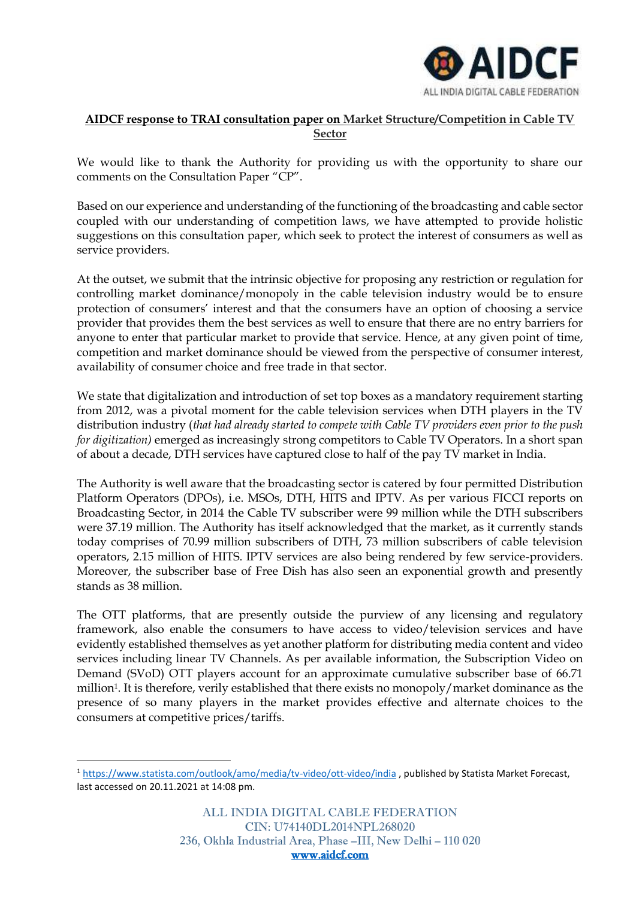**AIDCF response to TRAI consultation paper on Market Structure/Competition in Cable TV Sector**

We would like to thank the Authority for providing us with the opportunity to share our comments on the Consultation Paper "CP".

Based on our experience and understanding of the functioning of the broadcasting and cable sector coupled with our understanding of competition laws, we have attempted to provide holistic suggestions on this consultation paper, which seek to protect the interest of consumers as well as service providers.

At the outset, we submit that the intrinsic objective for proposing any restriction or regulation for controlling market dominance/monopoly in the cable television industry would be to ensure protection of consumers' interest and that the consumers have an option of choosing a service provider that provides them the best services as well to ensure that there are no entry barriers for anyone to enter that particular market to provide that service. Hence, at any given point of time, competition and market dominance should be viewed from the perspective of consumer interest, availability of consumer choice and free trade in that sector.

We state that digitalization and introduction of set top boxes as a mandatory requirement starting from 2012, was a pivotal moment for the cable television services when DTH players in the TV distribution industry (*that had already started to compete with Cable TV providers even prior to the push for digitization)* emerged as increasingly strong competitors to Cable TV Operators. In a short span of about a decade, DTH services have captured close to half of the pay TV market in India.

The Authority is well aware that the broadcasting sector is catered by four permitted Distribution Platform Operators (DPOs), i.e. MSOs, DTH, HITS and IPTV. As per various FICCI reports on Broadcasting Sector, in 2014 the Cable TV subscriber were 99 million while the DTH subscribers were 37.19 million. The Authority has itself acknowledged that the market, as it currently stands today comprises of 70.99 million subscribers of DTH, 73 million subscribers of cable television operators, 2.15 million of HITS. IPTV services are also being rendered by few service-providers. Moreover, the subscriber base of Free Dish has also seen an exponential growth and presently stands as 38 million.

The OTT platforms, that are presently outside the purview of any licensing and regulatory framework, also enable the consumers to have access to video/television services and have evidently established themselves as yet another platform for distributing media content and video services including linear TV Channels. As per available information, the Subscription Video on Demand (SVoD) OTT players account for an approximate cumulative subscriber base of 66.71 million[1]. It is therefore, verily established that there exists no monopoly/market dominance as the presence of so many players in the market provides effective and alternate choices to the consumers at competitive prices/tariffs.

---

[1] https://www.statista.com/outlook/amo/media/tv-video/ott-video/india , published by Statista Market Forecast, last accessed on 20.11.2021 at 14:08 pm.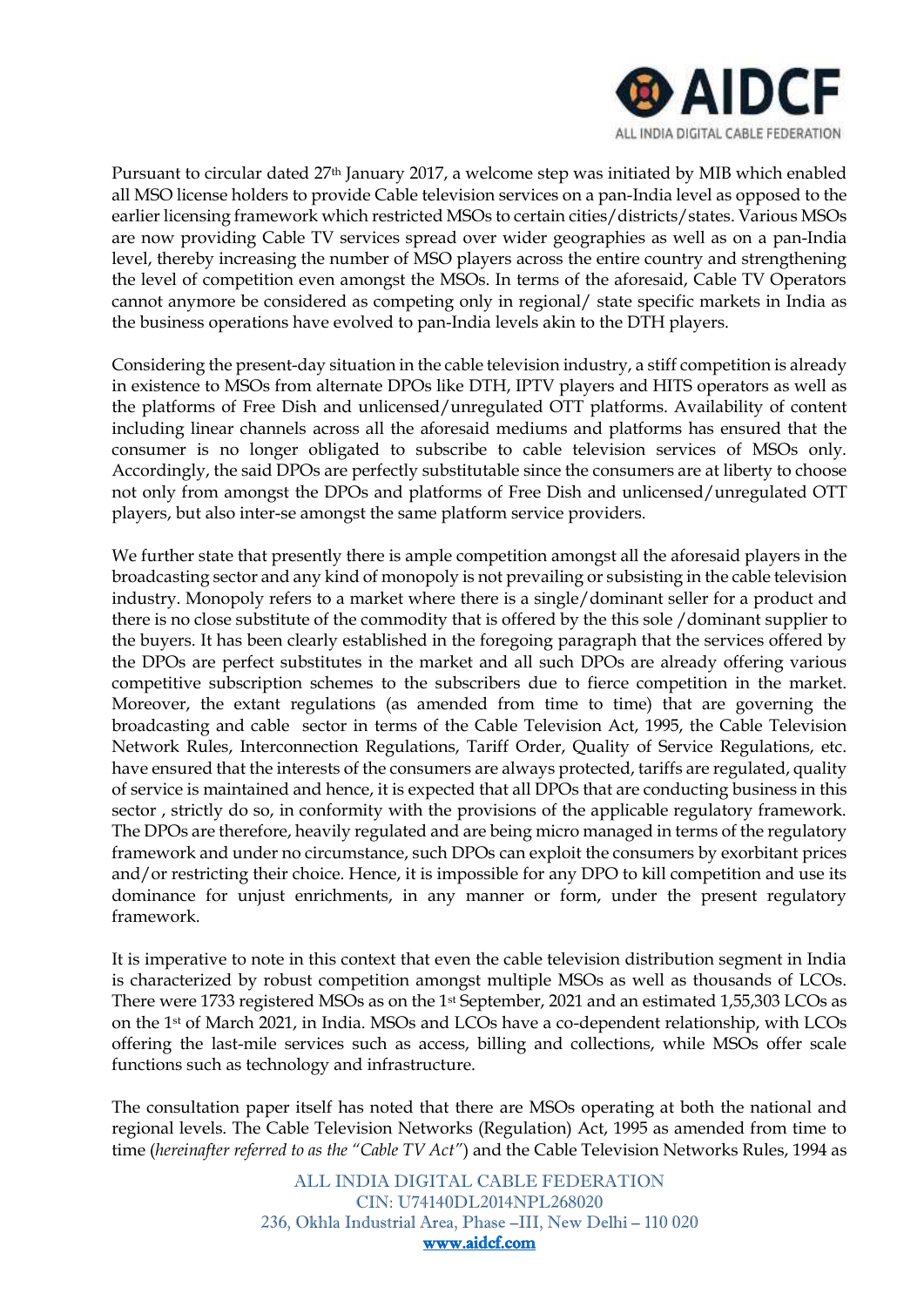Pursuant to circular dated 27th January 2017, a welcome step was initiated by MIB which enabled all MSO license holders to provide Cable television services on a pan-India level as opposed to the earlier licensing framework which restricted MSOs to certain cities/districts/states. Various MSOs are now providing Cable TV services spread over wider geographies as well as on a pan-India level, thereby increasing the number of MSO players across the entire country and strengthening the level of competition even amongst the MSOs. In terms of the aforesaid, Cable TV Operators cannot anymore be considered as competing only in regional/ state specific markets in India as the business operations have evolved to pan-India levels akin to the DTH players.

Considering the present-day situation in the cable television industry, a stiff competition is already in existence to MSOs from alternate DPOs like DTH, IPTV players and HITS operators as well as the platforms of Free Dish and unlicensed/unregulated OTT platforms. Availability of content including linear channels across all the aforesaid mediums and platforms has ensured that the consumer is no longer obligated to subscribe to cable television services of MSOs only. Accordingly, the said DPOs are perfectly substitutable since the consumers are at liberty to choose not only from amongst the DPOs and platforms of Free Dish and unlicensed/unregulated OTT players, but also inter-se amongst the same platform service providers.

We further state that presently there is ample competition amongst all the aforesaid players in the broadcasting sector and any kind of monopoly is not prevailing or subsisting in the cable television industry. Monopoly refers to a market where there is a single/dominant seller for a product and there is no close substitute of the commodity that is offered by the this sole /dominant supplier to the buyers. It has been clearly established in the foregoing paragraph that the services offered by the DPOs are perfect substitutes in the market and all such DPOs are already offering various competitive subscription schemes to the subscribers due to fierce competition in the market. Moreover, the extant regulations (as amended from time to time) that are governing the broadcasting and cable sector in terms of the Cable Television Act, 1995, the Cable Television Network Rules, Interconnection Regulations, Tariff Order, Quality of Service Regulations, etc. have ensured that the interests of the consumers are always protected, tariffs are regulated, quality of service is maintained and hence, it is expected that all DPOs that are conducting business in this sector , strictly do so, in conformity with the provisions of the applicable regulatory framework. The DPOs are therefore, heavily regulated and are being micro managed in terms of the regulatory framework and under no circumstance, such DPOs can exploit the consumers by exorbitant prices and/or restricting their choice. Hence, it is impossible for any DPO to kill competition and use its dominance for unjust enrichments, in any manner or form, under the present regulatory framework.

It is imperative to note in this context that even the cable television distribution segment in India is characterized by robust competition amongst multiple MSOs as well as thousands of LCOs. There were 1733 registered MSOs as on the 1st September, 2021 and an estimated 1,55,303 LCOs as on the 1st of March 2021, in India. MSOs and LCOs have a co-dependent relationship, with LCOs offering the last-mile services such as access, billing and collections, while MSOs offer scale functions such as technology and infrastructure.

The consultation paper itself has noted that there are MSOs operating at both the national and regional levels. The Cable Television Networks (Regulation) Act, 1995 as amended from time to time (*hereinafter referred to as the "Cable TV Act"*) and the Cable Television Networks Rules, 1994 as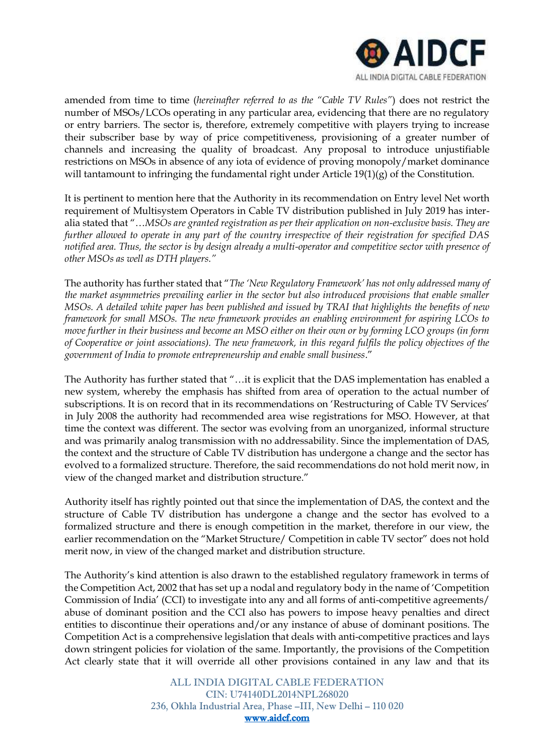amended from time to time (*hereinafter referred to as the "Cable TV Rules"*) does not restrict the number of MSOs/LCOs operating in any particular area, evidencing that there are no regulatory or entry barriers. The sector is, therefore, extremely competitive with players trying to increase their subscriber base by way of price competitiveness, provisioning of a greater number of channels and increasing the quality of broadcast. Any proposal to introduce unjustifiable restrictions on MSOs in absence of any iota of evidence of proving monopoly/market dominance will tantamount to infringing the fundamental right under Article 19(1)(g) of the Constitution.

It is pertinent to mention here that the Authority in its recommendation on Entry level Net worth requirement of Multisystem Operators in Cable TV distribution published in July 2019 has inter-alia stated that "*…MSOs are granted registration as per their application on non-exclusive basis. They are further allowed to operate in any part of the country irrespective of their registration for specified DAS notified area. Thus, the sector is by design already a multi-operator and competitive sector with presence of other MSOs as well as DTH players."*

The authority has further stated that "*The 'New Regulatory Framework' has not only addressed many of the market asymmetries prevailing earlier in the sector but also introduced provisions that enable smaller MSOs. A detailed white paper has been published and issued by TRAI that highlights the benefits of new framework for small MSOs. The new framework provides an enabling environment for aspiring LCOs to move further in their business and become an MSO either on their own or by forming LCO groups (in form of Cooperative or joint associations). The new framework, in this regard fulfils the policy objectives of the government of India to promote entrepreneurship and enable small business*."

The Authority has further stated that "…it is explicit that the DAS implementation has enabled a new system, whereby the emphasis has shifted from area of operation to the actual number of subscriptions. It is on record that in its recommendations on 'Restructuring of Cable TV Services' in July 2008 the authority had recommended area wise registrations for MSO. However, at that time the context was different. The sector was evolving from an unorganized, informal structure and was primarily analog transmission with no addressability. Since the implementation of DAS, the context and the structure of Cable TV distribution has undergone a change and the sector has evolved to a formalized structure. Therefore, the said recommendations do not hold merit now, in view of the changed market and distribution structure."

Authority itself has rightly pointed out that since the implementation of DAS, the context and the structure of Cable TV distribution has undergone a change and the sector has evolved to a formalized structure and there is enough competition in the market, therefore in our view, the earlier recommendation on the "Market Structure/ Competition in cable TV sector" does not hold merit now, in view of the changed market and distribution structure.

The Authority's kind attention is also drawn to the established regulatory framework in terms of the Competition Act, 2002 that has set up a nodal and regulatory body in the name of 'Competition Commission of India' (CCI) to investigate into any and all forms of anti-competitive agreements/ abuse of dominant position and the CCI also has powers to impose heavy penalties and direct entities to discontinue their operations and/or any instance of abuse of dominant positions. The Competition Act is a comprehensive legislation that deals with anti-competitive practices and lays down stringent policies for violation of the same. Importantly, the provisions of the Competition Act clearly state that it will override all other provisions contained in any law and that its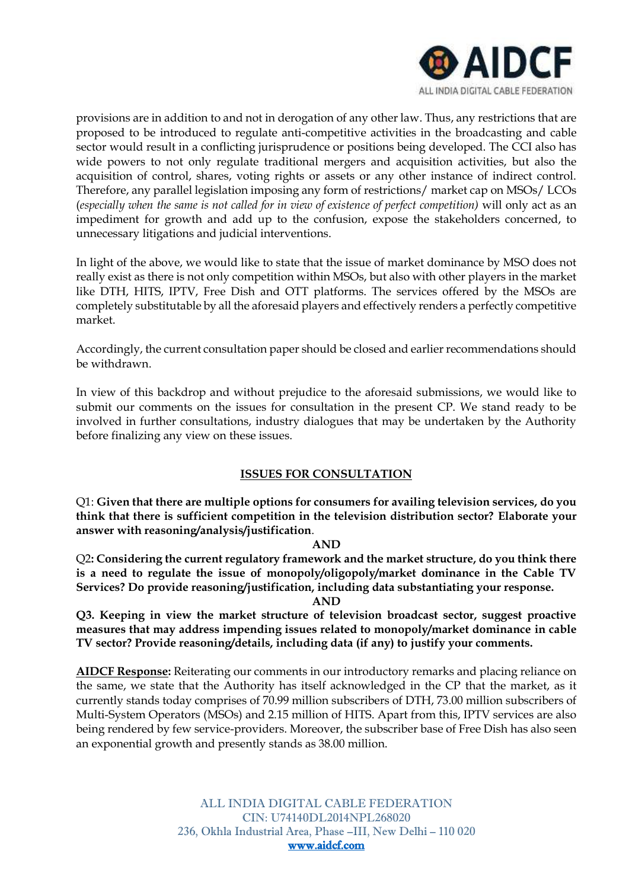provisions are in addition to and not in derogation of any other law. Thus, any restrictions that are proposed to be introduced to regulate anti-competitive activities in the broadcasting and cable sector would result in a conflicting jurisprudence or positions being developed. The CCI also has wide powers to not only regulate traditional mergers and acquisition activities, but also the acquisition of control, shares, voting rights or assets or any other instance of indirect control. Therefore, any parallel legislation imposing any form of restrictions/ market cap on MSOs/ LCOs (*especially when the same is not called for in view of existence of perfect competition)* will only act as an impediment for growth and add up to the confusion, expose the stakeholders concerned, to unnecessary litigations and judicial interventions.

In light of the above, we would like to state that the issue of market dominance by MSO does not really exist as there is not only competition within MSOs, but also with other players in the market like DTH, HITS, IPTV, Free Dish and OTT platforms. The services offered by the MSOs are completely substitutable by all the aforesaid players and effectively renders a perfectly competitive market.

Accordingly, the current consultation paper should be closed and earlier recommendations should be withdrawn.

In view of this backdrop and without prejudice to the aforesaid submissions, we would like to submit our comments on the issues for consultation in the present CP. We stand ready to be involved in further consultations, industry dialogues that may be undertaken by the Authority before finalizing any view on these issues.

## ISSUES FOR CONSULTATION

Q1: **Given that there are multiple options for consumers for availing television services, do you think that there is sufficient competition in the television distribution sector? Elaborate your answer with reasoning/analysis/justification**.

**AND**

Q2**: Considering the current regulatory framework and the market structure, do you think there is a need to regulate the issue of monopoly/oligopoly/market dominance in the Cable TV Services? Do provide reasoning/justification, including data substantiating your response.**

**AND**

**Q3. Keeping in view the market structure of television broadcast sector, suggest proactive measures that may address impending issues related to monopoly/market dominance in cable TV sector? Provide reasoning/details, including data (if any) to justify your comments.**

**AIDCF Response:** Reiterating our comments in our introductory remarks and placing reliance on the same, we state that the Authority has itself acknowledged in the CP that the market, as it currently stands today comprises of 70.99 million subscribers of DTH, 73.00 million subscribers of Multi-System Operators (MSOs) and 2.15 million of HITS. Apart from this, IPTV services are also being rendered by few service-providers. Moreover, the subscriber base of Free Dish has also seen an exponential growth and presently stands as 38.00 million.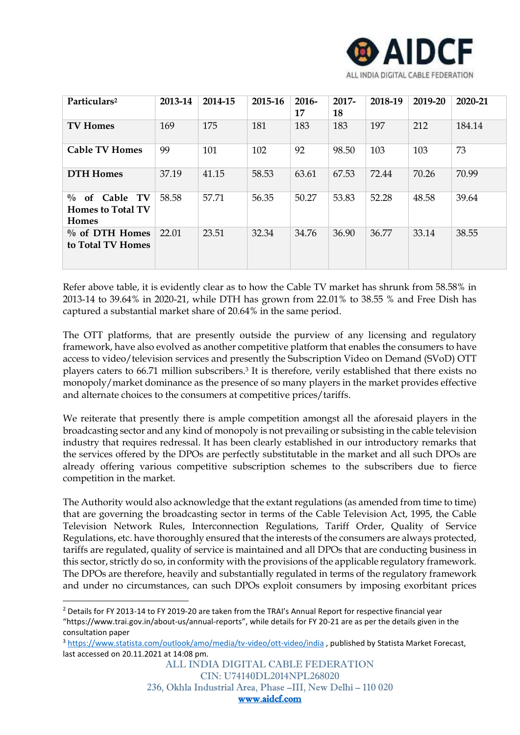| Particulars[2] | 2013-14 | 2014-15 | 2015-16 | 2016-17 | 2017-18 | 2018-19 | 2019-20 | 2020-21 |
|---|---|---|---|---|---|---|---|---|
| **TV Homes** | 169 | 175 | 181 | 183 | 183 | 197 | 212 | 184.14 |
| **Cable TV Homes** | 99 | 101 | 102 | 92 | 98.50 | 103 | 103 | 73 |
| **DTH Homes** | 37.19 | 41.15 | 58.53 | 63.61 | 67.53 | 72.44 | 70.26 | 70.99 |
| **% of Cable TV Homes to Total TV Homes** | 58.58 | 57.71 | 56.35 | 50.27 | 53.83 | 52.28 | 48.58 | 39.64 |
| **% of DTH Homes to Total TV Homes** | 22.01 | 23.51 | 32.34 | 34.76 | 36.90 | 36.77 | 33.14 | 38.55 |

Refer above table, it is evidently clear as to how the Cable TV market has shrunk from 58.58% in 2013-14 to 39.64% in 2020-21, while DTH has grown from 22.01% to 38.55 % and Free Dish has captured a substantial market share of 20.64% in the same period.

The OTT platforms, that are presently outside the purview of any licensing and regulatory framework, have also evolved as another competitive platform that enables the consumers to have access to video/television services and presently the Subscription Video on Demand (SVoD) OTT players caters to 66.71 million subscribers.[3] It is therefore, verily established that there exists no monopoly/market dominance as the presence of so many players in the market provides effective and alternate choices to the consumers at competitive prices/tariffs.

We reiterate that presently there is ample competition amongst all the aforesaid players in the broadcasting sector and any kind of monopoly is not prevailing or subsisting in the cable television industry that requires redressal. It has been clearly established in our introductory remarks that the services offered by the DPOs are perfectly substitutable in the market and all such DPOs are already offering various competitive subscription schemes to the subscribers due to fierce competition in the market.

The Authority would also acknowledge that the extant regulations (as amended from time to time) that are governing the broadcasting sector in terms of the Cable Television Act, 1995, the Cable Television Network Rules, Interconnection Regulations, Tariff Order, Quality of Service Regulations, etc. have thoroughly ensured that the interests of the consumers are always protected, tariffs are regulated, quality of service is maintained and all DPOs that are conducting business in this sector, strictly do so, in conformity with the provisions of the applicable regulatory framework. The DPOs are therefore, heavily and substantially regulated in terms of the regulatory framework and under no circumstances, can such DPOs exploit consumers by imposing exorbitant prices

---

[2] Details for FY 2013-14 to FY 2019-20 are taken from the TRAI's Annual Report for respective financial year "https://www.trai.gov.in/about-us/annual-reports", while details for FY 20-21 are as per the details given in the consultation paper

[3] https://www.statista.com/outlook/amo/media/tv-video/ott-video/india , published by Statista Market Forecast, last accessed on 20.11.2021 at 14:08 pm.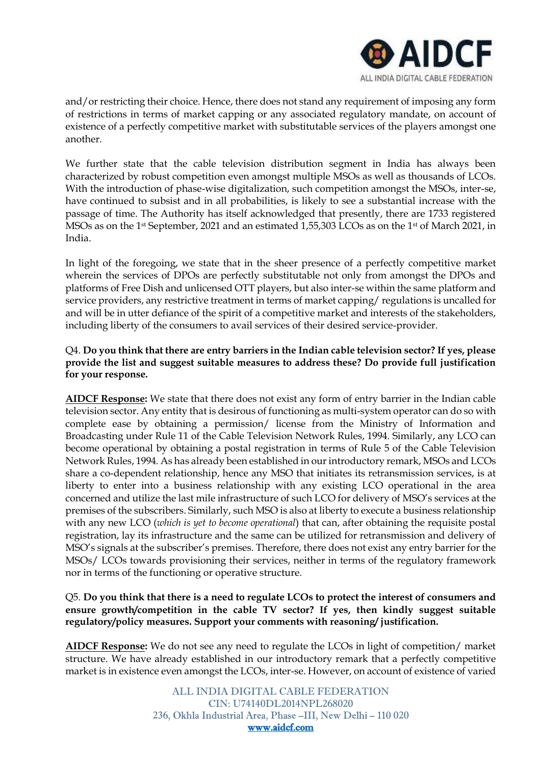and/or restricting their choice. Hence, there does not stand any requirement of imposing any form of restrictions in terms of market capping or any associated regulatory mandate, on account of existence of a perfectly competitive market with substitutable services of the players amongst one another.

We further state that the cable television distribution segment in India has always been characterized by robust competition even amongst multiple MSOs as well as thousands of LCOs. With the introduction of phase-wise digitalization, such competition amongst the MSOs, inter-se, have continued to subsist and in all probabilities, is likely to see a substantial increase with the passage of time. The Authority has itself acknowledged that presently, there are 1733 registered MSOs as on the 1st September, 2021 and an estimated 1,55,303 LCOs as on the 1st of March 2021, in India.

In light of the foregoing, we state that in the sheer presence of a perfectly competitive market wherein the services of DPOs are perfectly substitutable not only from amongst the DPOs and platforms of Free Dish and unlicensed OTT players, but also inter-se within the same platform and service providers, any restrictive treatment in terms of market capping/ regulations is uncalled for and will be in utter defiance of the spirit of a competitive market and interests of the stakeholders, including liberty of the consumers to avail services of their desired service-provider.

Q4. **Do you think that there are entry barriers in the Indian cable television sector? If yes, please provide the list and suggest suitable measures to address these? Do provide full justification for your response.**

**AIDCF Response:** We state that there does not exist any form of entry barrier in the Indian cable television sector. Any entity that is desirous of functioning as multi-system operator can do so with complete ease by obtaining a permission/ license from the Ministry of Information and Broadcasting under Rule 11 of the Cable Television Network Rules, 1994. Similarly, any LCO can become operational by obtaining a postal registration in terms of Rule 5 of the Cable Television Network Rules, 1994. As has already been established in our introductory remark, MSOs and LCOs share a co-dependent relationship, hence any MSO that initiates its retransmission services, is at liberty to enter into a business relationship with any existing LCO operational in the area concerned and utilize the last mile infrastructure of such LCO for delivery of MSO's services at the premises of the subscribers. Similarly, such MSO is also at liberty to execute a business relationship with any new LCO (*which is yet to become operational*) that can, after obtaining the requisite postal registration, lay its infrastructure and the same can be utilized for retransmission and delivery of MSO's signals at the subscriber's premises. Therefore, there does not exist any entry barrier for the MSOs/ LCOs towards provisioning their services, neither in terms of the regulatory framework nor in terms of the functioning or operative structure.

Q5. **Do you think that there is a need to regulate LCOs to protect the interest of consumers and ensure growth/competition in the cable TV sector? If yes, then kindly suggest suitable regulatory/policy measures. Support your comments with reasoning/ justification.**

**AIDCF Response:** We do not see any need to regulate the LCOs in light of competition/ market structure. We have already established in our introductory remark that a perfectly competitive market is in existence even amongst the LCOs, inter-se. However, on account of existence of varied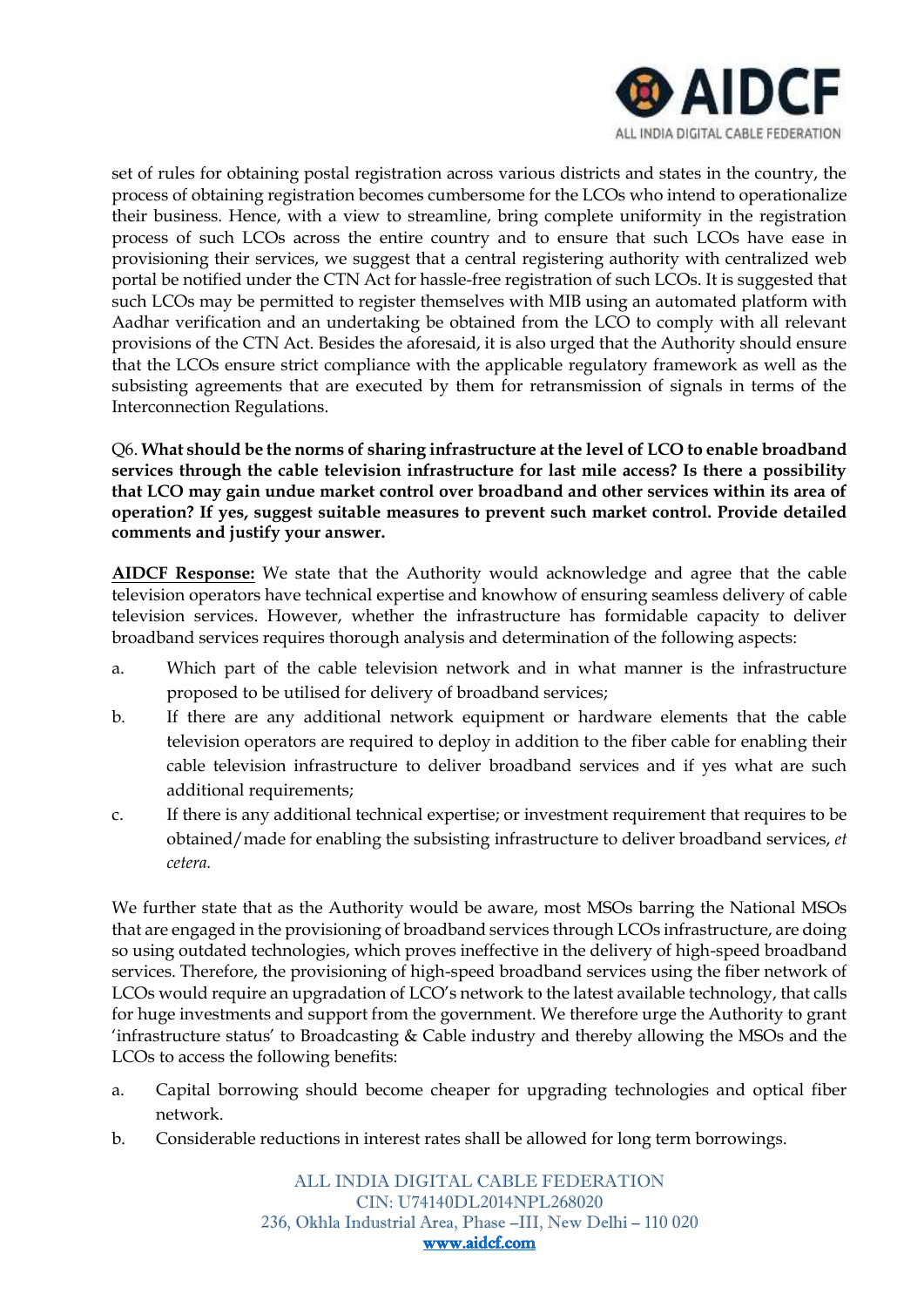set of rules for obtaining postal registration across various districts and states in the country, the process of obtaining registration becomes cumbersome for the LCOs who intend to operationalize their business. Hence, with a view to streamline, bring complete uniformity in the registration process of such LCOs across the entire country and to ensure that such LCOs have ease in provisioning their services, we suggest that a central registering authority with centralized web portal be notified under the CTN Act for hassle-free registration of such LCOs. It is suggested that such LCOs may be permitted to register themselves with MIB using an automated platform with Aadhar verification and an undertaking be obtained from the LCO to comply with all relevant provisions of the CTN Act. Besides the aforesaid, it is also urged that the Authority should ensure that the LCOs ensure strict compliance with the applicable regulatory framework as well as the subsisting agreements that are executed by them for retransmission of signals in terms of the Interconnection Regulations.

Q6. **What should be the norms of sharing infrastructure at the level of LCO to enable broadband services through the cable television infrastructure for last mile access? Is there a possibility that LCO may gain undue market control over broadband and other services within its area of operation? If yes, suggest suitable measures to prevent such market control. Provide detailed comments and justify your answer.**

**AIDCF Response:** We state that the Authority would acknowledge and agree that the cable television operators have technical expertise and knowhow of ensuring seamless delivery of cable television services. However, whether the infrastructure has formidable capacity to deliver broadband services requires thorough analysis and determination of the following aspects:

a. Which part of the cable television network and in what manner is the infrastructure proposed to be utilised for delivery of broadband services;
b. If there are any additional network equipment or hardware elements that the cable television operators are required to deploy in addition to the fiber cable for enabling their cable television infrastructure to deliver broadband services and if yes what are such additional requirements;
c. If there is any additional technical expertise; or investment requirement that requires to be obtained/made for enabling the subsisting infrastructure to deliver broadband services, *et cetera.*

We further state that as the Authority would be aware, most MSOs barring the National MSOs that are engaged in the provisioning of broadband services through LCOs infrastructure, are doing so using outdated technologies, which proves ineffective in the delivery of high-speed broadband services. Therefore, the provisioning of high-speed broadband services using the fiber network of LCOs would require an upgradation of LCO's network to the latest available technology, that calls for huge investments and support from the government. We therefore urge the Authority to grant 'infrastructure status' to Broadcasting & Cable industry and thereby allowing the MSOs and the LCOs to access the following benefits:

a. Capital borrowing should become cheaper for upgrading technologies and optical fiber network.
b. Considerable reductions in interest rates shall be allowed for long term borrowings.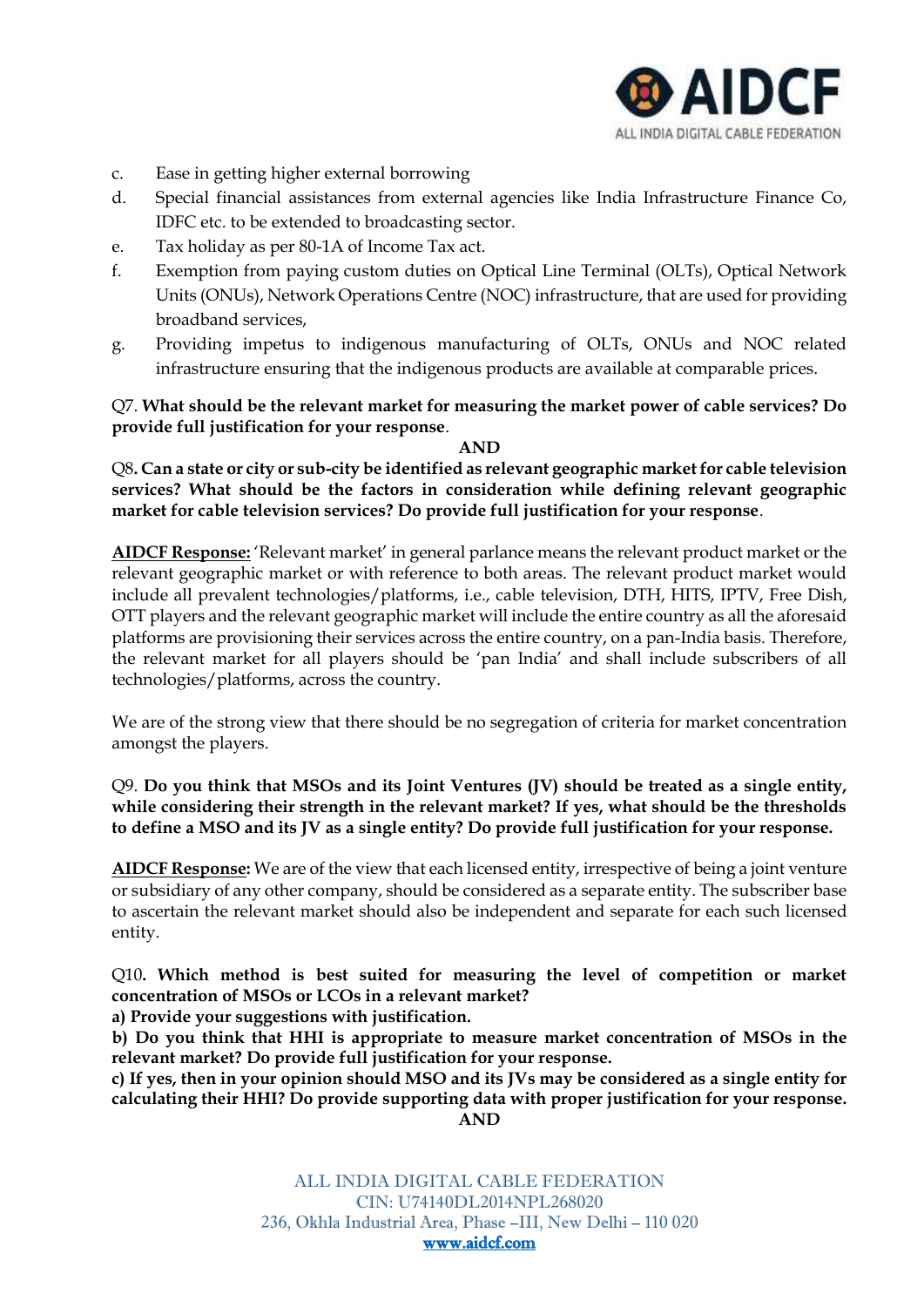c. Ease in getting higher external borrowing
d. Special financial assistances from external agencies like India Infrastructure Finance Co, IDFC etc. to be extended to broadcasting sector.
e. Tax holiday as per 80-1A of Income Tax act.
f. Exemption from paying custom duties on Optical Line Terminal (OLTs), Optical Network Units (ONUs), Network Operations Centre (NOC) infrastructure, that are used for providing broadband services,
g. Providing impetus to indigenous manufacturing of OLTs, ONUs and NOC related infrastructure ensuring that the indigenous products are available at comparable prices.

Q7. **What should be the relevant market for measuring the market power of cable services? Do provide full justification for your response**.

**AND**

Q8**. Can a state or city or sub-city be identified as relevant geographic market for cable television services? What should be the factors in consideration while defining relevant geographic market for cable television services? Do provide full justification for your response**.

**AIDCF Response:** 'Relevant market' in general parlance means the relevant product market or the relevant geographic market or with reference to both areas. The relevant product market would include all prevalent technologies/platforms, i.e., cable television, DTH, HITS, IPTV, Free Dish, OTT players and the relevant geographic market will include the entire country as all the aforesaid platforms are provisioning their services across the entire country, on a pan-India basis. Therefore, the relevant market for all players should be 'pan India' and shall include subscribers of all technologies/platforms, across the country.

We are of the strong view that there should be no segregation of criteria for market concentration amongst the players.

Q9. **Do you think that MSOs and its Joint Ventures (JV) should be treated as a single entity, while considering their strength in the relevant market? If yes, what should be the thresholds to define a MSO and its JV as a single entity? Do provide full justification for your response.**

**AIDCF Response:** We are of the view that each licensed entity, irrespective of being a joint venture or subsidiary of any other company, should be considered as a separate entity. The subscriber base to ascertain the relevant market should also be independent and separate for each such licensed entity.

Q10**. Which method is best suited for measuring the level of competition or market concentration of MSOs or LCOs in a relevant market?**
**a) Provide your suggestions with justification.**
**b) Do you think that HHI is appropriate to measure market concentration of MSOs in the relevant market? Do provide full justification for your response.**
**c) If yes, then in your opinion should MSO and its JVs may be considered as a single entity for calculating their HHI? Do provide supporting data with proper justification for your response.**

**AND**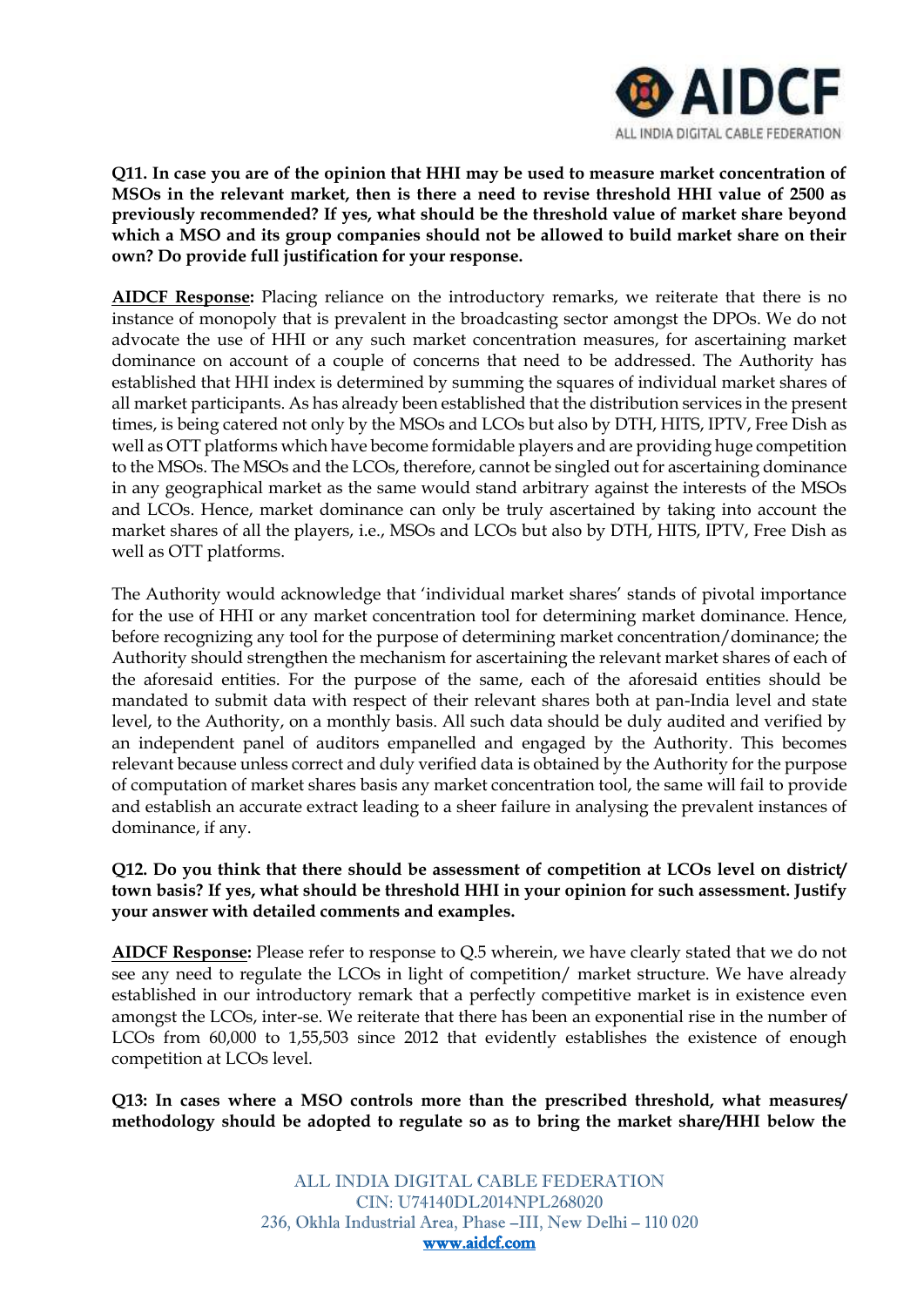**Q11. In case you are of the opinion that HHI may be used to measure market concentration of MSOs in the relevant market, then is there a need to revise threshold HHI value of 2500 as previously recommended? If yes, what should be the threshold value of market share beyond which a MSO and its group companies should not be allowed to build market share on their own? Do provide full justification for your response.**

**AIDCF Response:** Placing reliance on the introductory remarks, we reiterate that there is no instance of monopoly that is prevalent in the broadcasting sector amongst the DPOs. We do not advocate the use of HHI or any such market concentration measures, for ascertaining market dominance on account of a couple of concerns that need to be addressed. The Authority has established that HHI index is determined by summing the squares of individual market shares of all market participants. As has already been established that the distribution services in the present times, is being catered not only by the MSOs and LCOs but also by DTH, HITS, IPTV, Free Dish as well as OTT platforms which have become formidable players and are providing huge competition to the MSOs. The MSOs and the LCOs, therefore, cannot be singled out for ascertaining dominance in any geographical market as the same would stand arbitrary against the interests of the MSOs and LCOs. Hence, market dominance can only be truly ascertained by taking into account the market shares of all the players, i.e., MSOs and LCOs but also by DTH, HITS, IPTV, Free Dish as well as OTT platforms.

The Authority would acknowledge that 'individual market shares' stands of pivotal importance for the use of HHI or any market concentration tool for determining market dominance. Hence, before recognizing any tool for the purpose of determining market concentration/dominance; the Authority should strengthen the mechanism for ascertaining the relevant market shares of each of the aforesaid entities. For the purpose of the same, each of the aforesaid entities should be mandated to submit data with respect of their relevant shares both at pan-India level and state level, to the Authority, on a monthly basis. All such data should be duly audited and verified by an independent panel of auditors empanelled and engaged by the Authority. This becomes relevant because unless correct and duly verified data is obtained by the Authority for the purpose of computation of market shares basis any market concentration tool, the same will fail to provide and establish an accurate extract leading to a sheer failure in analysing the prevalent instances of dominance, if any.

**Q12. Do you think that there should be assessment of competition at LCOs level on district/ town basis? If yes, what should be threshold HHI in your opinion for such assessment. Justify your answer with detailed comments and examples.**

**AIDCF Response:** Please refer to response to Q.5 wherein, we have clearly stated that we do not see any need to regulate the LCOs in light of competition/ market structure. We have already established in our introductory remark that a perfectly competitive market is in existence even amongst the LCOs, inter-se. We reiterate that there has been an exponential rise in the number of LCOs from 60,000 to 1,55,503 since 2012 that evidently establishes the existence of enough competition at LCOs level.

**Q13: In cases where a MSO controls more than the prescribed threshold, what measures/ methodology should be adopted to regulate so as to bring the market share/HHI below the**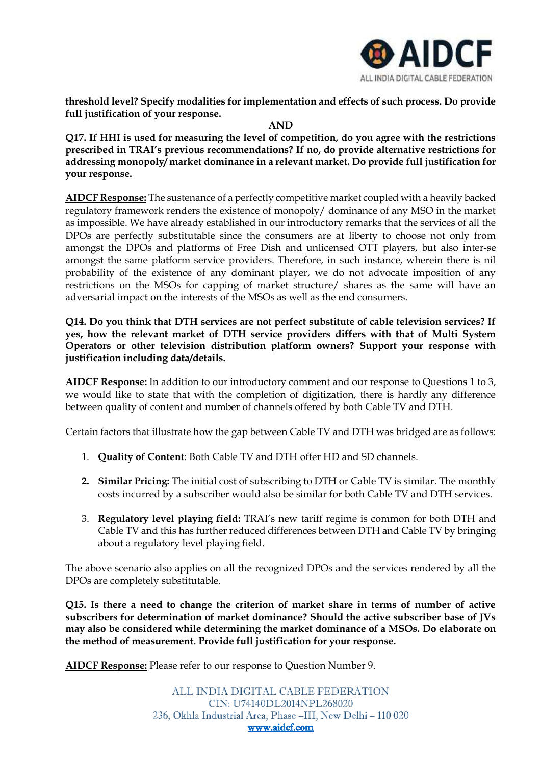**threshold level? Specify modalities for implementation and effects of such process. Do provide full justification of your response.**

**AND**

**Q17. If HHI is used for measuring the level of competition, do you agree with the restrictions prescribed in TRAI's previous recommendations? If no, do provide alternative restrictions for addressing monopoly/ market dominance in a relevant market. Do provide full justification for your response.**

**AIDCF Response:** The sustenance of a perfectly competitive market coupled with a heavily backed regulatory framework renders the existence of monopoly/ dominance of any MSO in the market as impossible. We have already established in our introductory remarks that the services of all the DPOs are perfectly substitutable since the consumers are at liberty to choose not only from amongst the DPOs and platforms of Free Dish and unlicensed OTT players, but also inter-se amongst the same platform service providers. Therefore, in such instance, wherein there is nil probability of the existence of any dominant player, we do not advocate imposition of any restrictions on the MSOs for capping of market structure/ shares as the same will have an adversarial impact on the interests of the MSOs as well as the end consumers.

**Q14. Do you think that DTH services are not perfect substitute of cable television services? If yes, how the relevant market of DTH service providers differs with that of Multi System Operators or other television distribution platform owners? Support your response with justification including data/details.**

**AIDCF Response:** In addition to our introductory comment and our response to Questions 1 to 3, we would like to state that with the completion of digitization, there is hardly any difference between quality of content and number of channels offered by both Cable TV and DTH.

Certain factors that illustrate how the gap between Cable TV and DTH was bridged are as follows:

1. **Quality of Content**: Both Cable TV and DTH offer HD and SD channels.
2. **Similar Pricing:** The initial cost of subscribing to DTH or Cable TV is similar. The monthly costs incurred by a subscriber would also be similar for both Cable TV and DTH services.
3. **Regulatory level playing field:** TRAI's new tariff regime is common for both DTH and Cable TV and this has further reduced differences between DTH and Cable TV by bringing about a regulatory level playing field.

The above scenario also applies on all the recognized DPOs and the services rendered by all the DPOs are completely substitutable.

**Q15. Is there a need to change the criterion of market share in terms of number of active subscribers for determination of market dominance? Should the active subscriber base of JVs may also be considered while determining the market dominance of a MSOs. Do elaborate on the method of measurement. Provide full justification for your response.**

**AIDCF Response:** Please refer to our response to Question Number 9.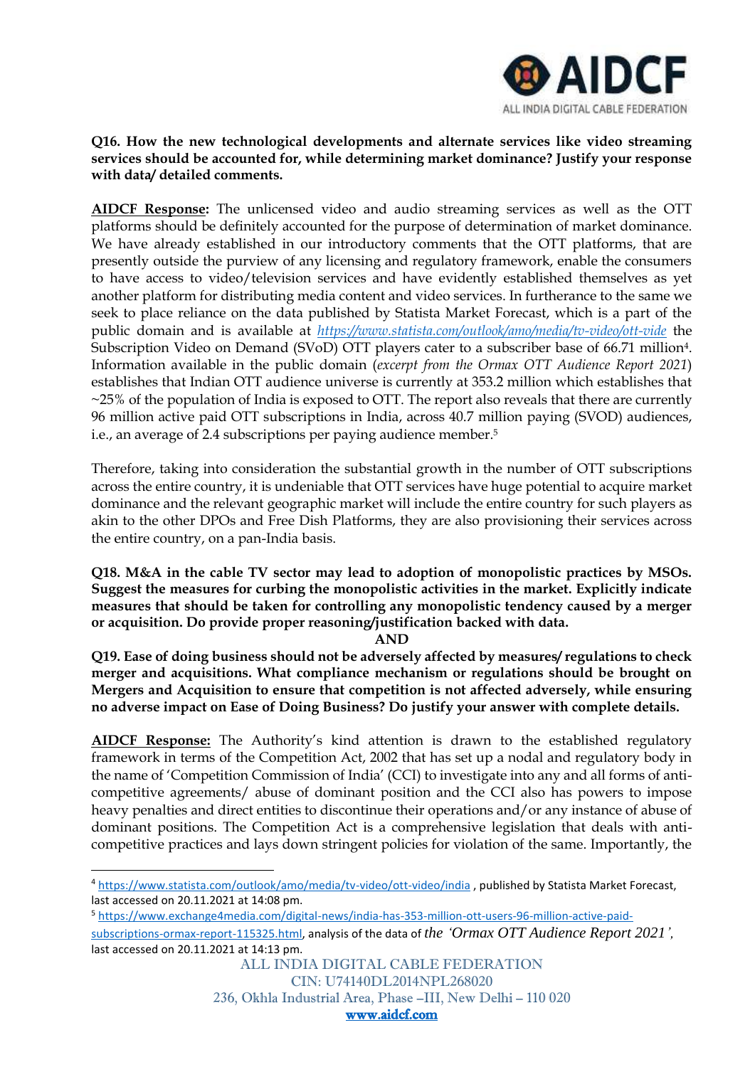**Q16. How the new technological developments and alternate services like video streaming services should be accounted for, while determining market dominance? Justify your response with data/ detailed comments.**

**AIDCF Response:** The unlicensed video and audio streaming services as well as the OTT platforms should be definitely accounted for the purpose of determination of market dominance. We have already established in our introductory comments that the OTT platforms, that are presently outside the purview of any licensing and regulatory framework, enable the consumers to have access to video/television services and have evidently established themselves as yet another platform for distributing media content and video services. In furtherance to the same we seek to place reliance on the data published by Statista Market Forecast, which is a part of the public domain and is available at *https://www.statista.com/outlook/amo/media/tv-video/ott-vide* the Subscription Video on Demand (SVoD) OTT players cater to a subscriber base of 66.71 million[4]. Information available in the public domain (*excerpt from the Ormax OTT Audience Report 2021*) establishes that Indian OTT audience universe is currently at 353.2 million which establishes that ~25% of the population of India is exposed to OTT. The report also reveals that there are currently 96 million active paid OTT subscriptions in India, across 40.7 million paying (SVOD) audiences, i.e., an average of 2.4 subscriptions per paying audience member.[5]

Therefore, taking into consideration the substantial growth in the number of OTT subscriptions across the entire country, it is undeniable that OTT services have huge potential to acquire market dominance and the relevant geographic market will include the entire country for such players as akin to the other DPOs and Free Dish Platforms, they are also provisioning their services across the entire country, on a pan-India basis.

**Q18. M&A in the cable TV sector may lead to adoption of monopolistic practices by MSOs. Suggest the measures for curbing the monopolistic activities in the market. Explicitly indicate measures that should be taken for controlling any monopolistic tendency caused by a merger or acquisition. Do provide proper reasoning/justification backed with data.**

**AND**

**Q19. Ease of doing business should not be adversely affected by measures/ regulations to check merger and acquisitions. What compliance mechanism or regulations should be brought on Mergers and Acquisition to ensure that competition is not affected adversely, while ensuring no adverse impact on Ease of Doing Business? Do justify your answer with complete details.**

**AIDCF Response:** The Authority's kind attention is drawn to the established regulatory framework in terms of the Competition Act, 2002 that has set up a nodal and regulatory body in the name of 'Competition Commission of India' (CCI) to investigate into any and all forms of anti-competitive agreements/ abuse of dominant position and the CCI also has powers to impose heavy penalties and direct entities to discontinue their operations and/or any instance of abuse of dominant positions. The Competition Act is a comprehensive legislation that deals with anti-competitive practices and lays down stringent policies for violation of the same. Importantly, the

---

[4] https://www.statista.com/outlook/amo/media/tv-video/ott-video/india , published by Statista Market Forecast, last accessed on 20.11.2021 at 14:08 pm.

[5] https://www.exchange4media.com/digital-news/india-has-353-million-ott-users-96-million-active-paid-subscriptions-ormax-report-115325.html, analysis of the data of *the 'Ormax OTT Audience Report 2021'*, last accessed on 20.11.2021 at 14:13 pm.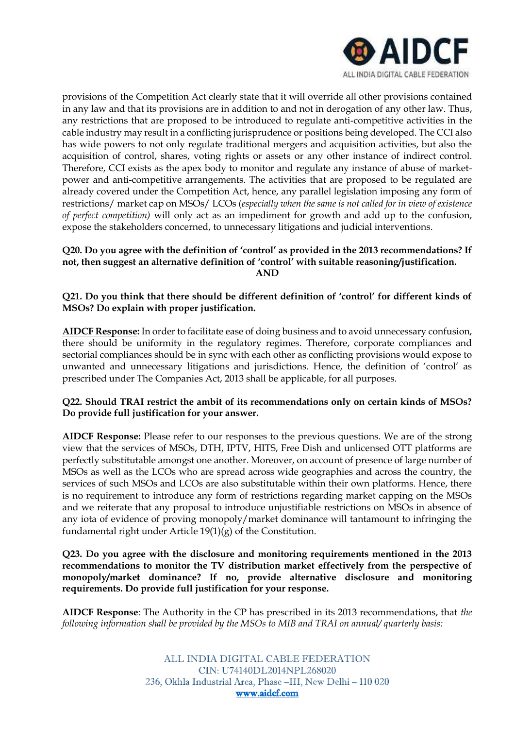provisions of the Competition Act clearly state that it will override all other provisions contained in any law and that its provisions are in addition to and not in derogation of any other law. Thus, any restrictions that are proposed to be introduced to regulate anti-competitive activities in the cable industry may result in a conflicting jurisprudence or positions being developed. The CCI also has wide powers to not only regulate traditional mergers and acquisition activities, but also the acquisition of control, shares, voting rights or assets or any other instance of indirect control. Therefore, CCI exists as the apex body to monitor and regulate any instance of abuse of market-power and anti-competitive arrangements. The activities that are proposed to be regulated are already covered under the Competition Act, hence, any parallel legislation imposing any form of restrictions/ market cap on MSOs/ LCOs (*especially when the same is not called for in view of existence of perfect competition)* will only act as an impediment for growth and add up to the confusion, expose the stakeholders concerned, to unnecessary litigations and judicial interventions.

**Q20. Do you agree with the definition of 'control' as provided in the 2013 recommendations? If not, then suggest an alternative definition of 'control' with suitable reasoning/justification.**

**AND**

**Q21. Do you think that there should be different definition of 'control' for different kinds of MSOs? Do explain with proper justification.**

**<u>AIDCF Response</u>:** In order to facilitate ease of doing business and to avoid unnecessary confusion, there should be uniformity in the regulatory regimes. Therefore, corporate compliances and sectorial compliances should be in sync with each other as conflicting provisions would expose to unwanted and unnecessary litigations and jurisdictions. Hence, the definition of 'control' as prescribed under The Companies Act, 2013 shall be applicable, for all purposes.

**Q22. Should TRAI restrict the ambit of its recommendations only on certain kinds of MSOs? Do provide full justification for your answer.**

**<u>AIDCF Response</u>:** Please refer to our responses to the previous questions. We are of the strong view that the services of MSOs, DTH, IPTV, HITS, Free Dish and unlicensed OTT platforms are perfectly substitutable amongst one another. Moreover, on account of presence of large number of MSOs as well as the LCOs who are spread across wide geographies and across the country, the services of such MSOs and LCOs are also substitutable within their own platforms. Hence, there is no requirement to introduce any form of restrictions regarding market capping on the MSOs and we reiterate that any proposal to introduce unjustifiable restrictions on MSOs in absence of any iota of evidence of proving monopoly/market dominance will tantamount to infringing the fundamental right under Article 19(1)(g) of the Constitution.

**Q23. Do you agree with the disclosure and monitoring requirements mentioned in the 2013 recommendations to monitor the TV distribution market effectively from the perspective of monopoly/market dominance? If no, provide alternative disclosure and monitoring requirements. Do provide full justification for your response.**

**AIDCF Response**: The Authority in the CP has prescribed in its 2013 recommendations, that *the following information shall be provided by the MSOs to MIB and TRAI on annual/ quarterly basis:*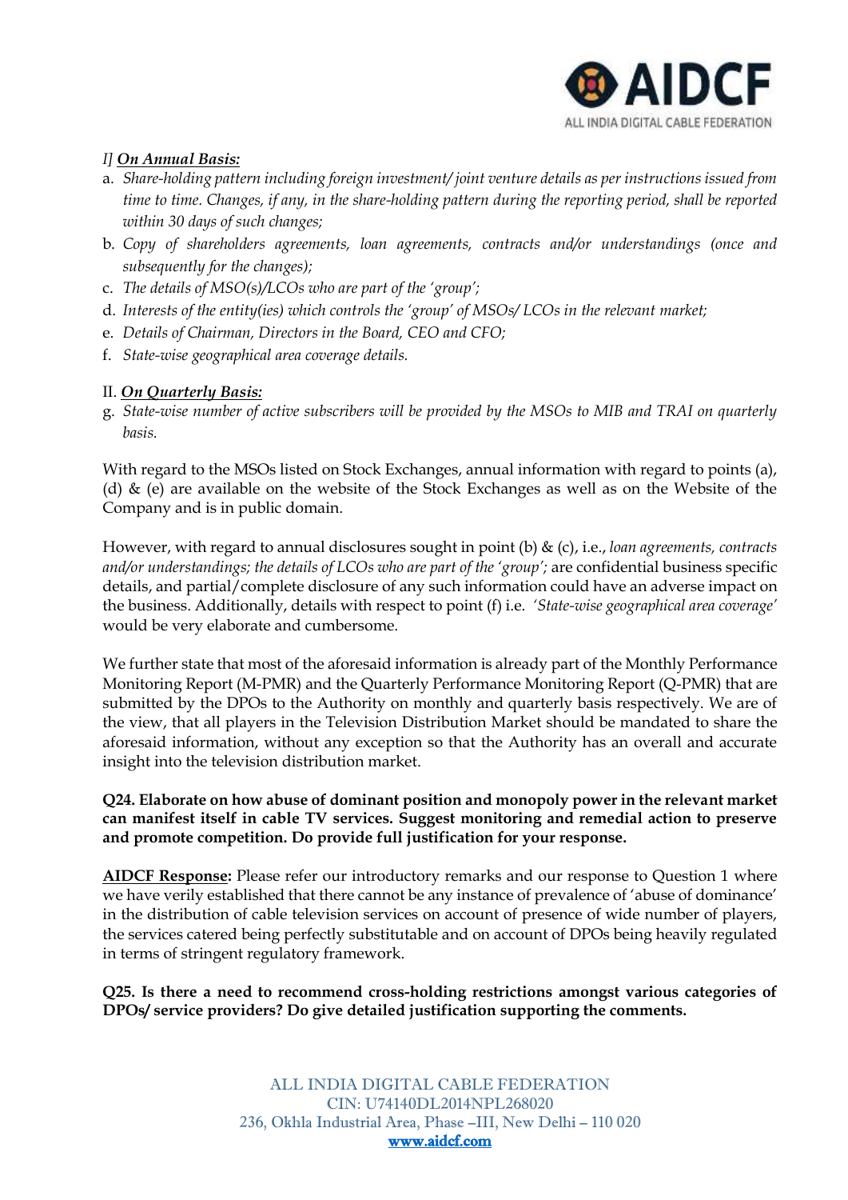*I]* ***On Annual Basis:***

a. *Share-holding pattern including foreign investment/ joint venture details as per instructions issued from time to time. Changes, if any, in the share-holding pattern during the reporting period, shall be reported within 30 days of such changes;*
b. *Copy of shareholders agreements, loan agreements, contracts and/or understandings (once and subsequently for the changes);*
c. *The details of MSO(s)/LCOs who are part of the 'group';*
d. *Interests of the entity(ies) which controls the 'group' of MSOs/ LCOs in the relevant market;*
e. *Details of Chairman, Directors in the Board, CEO and CFO;*
f. *State-wise geographical area coverage details.*

II. ***On Quarterly Basis:***

g. *State-wise number of active subscribers will be provided by the MSOs to MIB and TRAI on quarterly basis.*

With regard to the MSOs listed on Stock Exchanges, annual information with regard to points (a), (d) & (e) are available on the website of the Stock Exchanges as well as on the Website of the Company and is in public domain.

However, with regard to annual disclosures sought in point (b) & (c), i.e., *loan agreements, contracts and/or understandings; the details of LCOs who are part of the 'group';* are confidential business specific details, and partial/complete disclosure of any such information could have an adverse impact on the business. Additionally, details with respect to point (f) i.e. *'State-wise geographical area coverage'* would be very elaborate and cumbersome.

We further state that most of the aforesaid information is already part of the Monthly Performance Monitoring Report (M-PMR) and the Quarterly Performance Monitoring Report (Q-PMR) that are submitted by the DPOs to the Authority on monthly and quarterly basis respectively. We are of the view, that all players in the Television Distribution Market should be mandated to share the aforesaid information, without any exception so that the Authority has an overall and accurate insight into the television distribution market.

**Q24. Elaborate on how abuse of dominant position and monopoly power in the relevant market can manifest itself in cable TV services. Suggest monitoring and remedial action to preserve and promote competition. Do provide full justification for your response.**

**AIDCF Response:** Please refer our introductory remarks and our response to Question 1 where we have verily established that there cannot be any instance of prevalence of 'abuse of dominance' in the distribution of cable television services on account of presence of wide number of players, the services catered being perfectly substitutable and on account of DPOs being heavily regulated in terms of stringent regulatory framework.

**Q25. Is there a need to recommend cross-holding restrictions amongst various categories of DPOs/ service providers? Do give detailed justification supporting the comments.**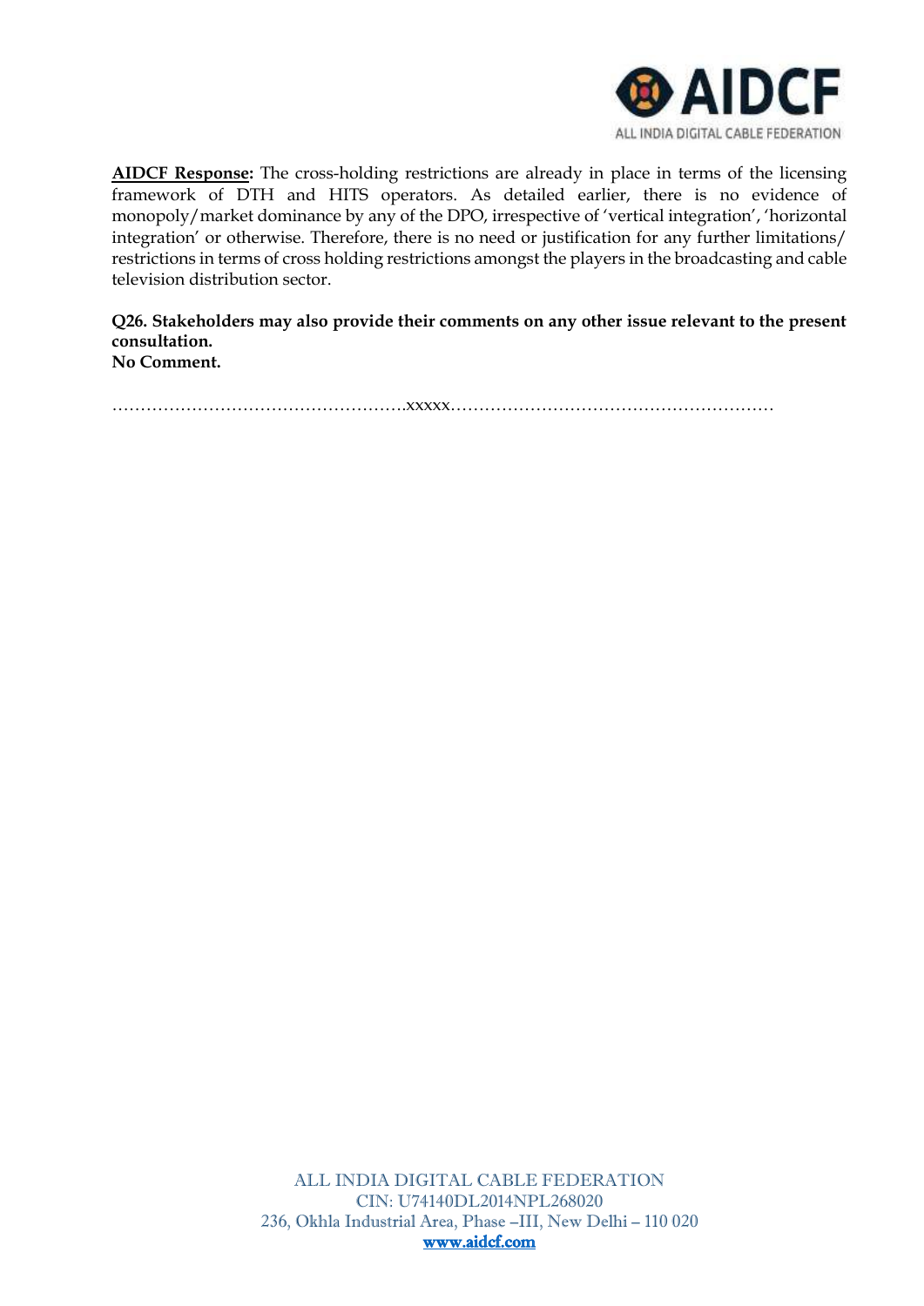**<u>AIDCF Response</u>:** The cross-holding restrictions are already in place in terms of the licensing framework of DTH and HITS operators. As detailed earlier, there is no evidence of monopoly/market dominance by any of the DPO, irrespective of 'vertical integration', 'horizontal integration' or otherwise. Therefore, there is no need or justification for any further limitations/ restrictions in terms of cross holding restrictions amongst the players in the broadcasting and cable television distribution sector.

**Q26. Stakeholders may also provide their comments on any other issue relevant to the present consultation.**
**No Comment.**

……………………………………………xxxxx…………………………………………………